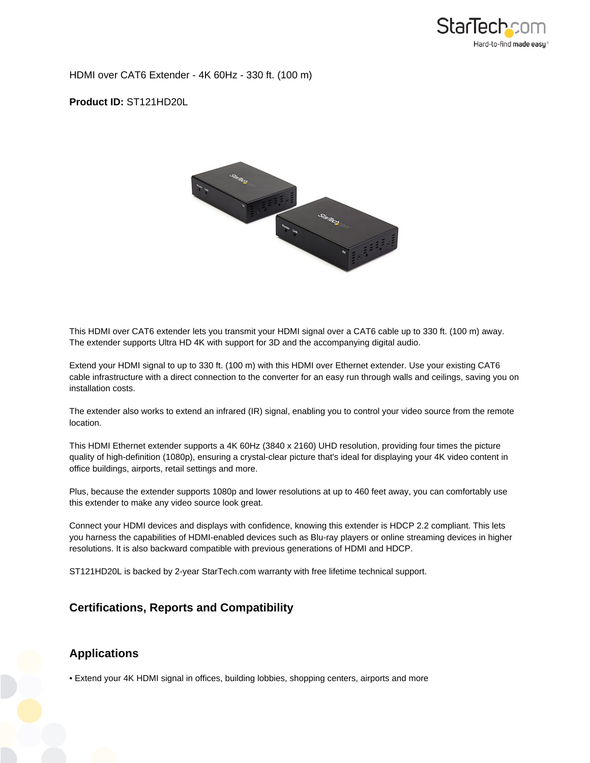HDMI over CAT6 Extender - 4K 60Hz - 330 ft. (100 m)

**Product ID:** ST121HD20L

This HDMI over CAT6 extender lets you transmit your HDMI signal over a CAT6 cable up to 330 ft. (100 m) away. The extender supports Ultra HD 4K with support for 3D and the accompanying digital audio.

Extend your HDMI signal to up to 330 ft. (100 m) with this HDMI over Ethernet extender. Use your existing CAT6 cable infrastructure with a direct connection to the converter for an easy run through walls and ceilings, saving you on installation costs.

The extender also works to extend an infrared (IR) signal, enabling you to control your video source from the remote location.

This HDMI Ethernet extender supports a 4K 60Hz (3840 x 2160) UHD resolution, providing four times the picture quality of high-definition (1080p), ensuring a crystal-clear picture that's ideal for displaying your 4K video content in office buildings, airports, retail settings and more.

Plus, because the extender supports 1080p and lower resolutions at up to 460 feet away, you can comfortably use this extender to make any video source look great.

Connect your HDMI devices and displays with confidence, knowing this extender is HDCP 2.2 compliant. This lets you harness the capabilities of HDMI-enabled devices such as Blu-ray players or online streaming devices in higher resolutions. It is also backward compatible with previous generations of HDMI and HDCP.

ST121HD20L is backed by 2-year StarTech.com warranty with free lifetime technical support.

## Certifications, Reports and Compatibility

## Applications

- Extend your 4K HDMI signal in offices, building lobbies, shopping centers, airports and more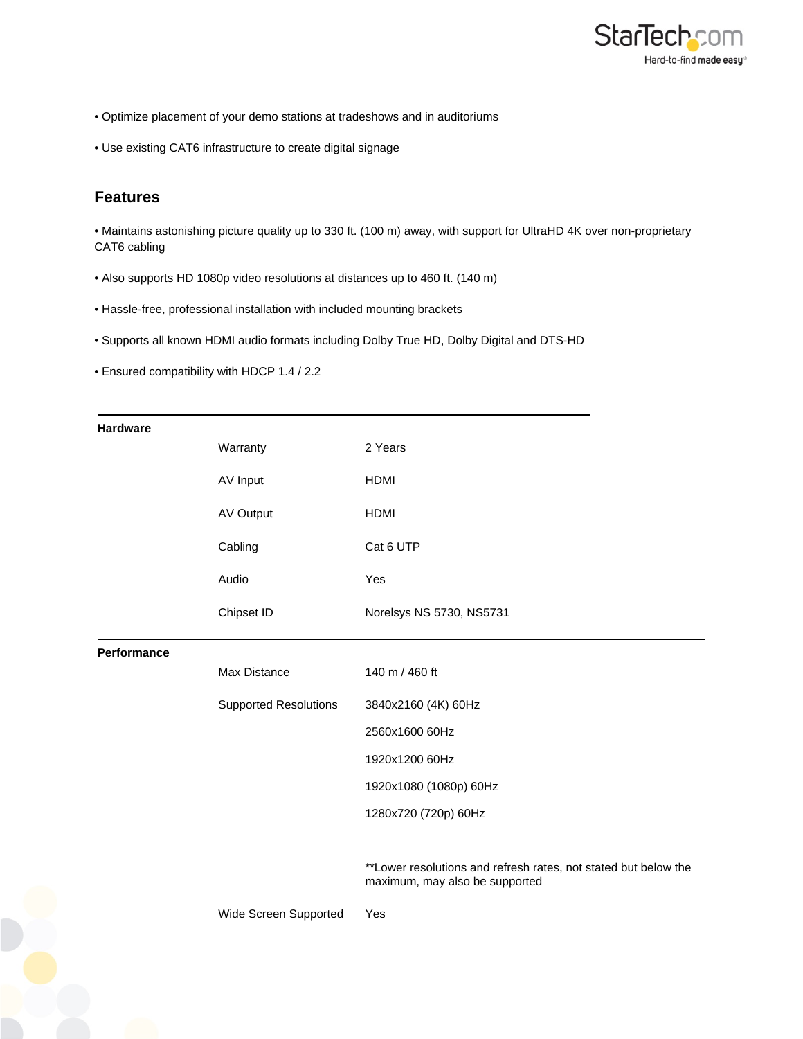- Optimize placement of your demo stations at tradeshows and in auditoriums
- Use existing CAT6 infrastructure to create digital signage

## Features

- Maintains astonishing picture quality up to 330 ft. (100 m) away, with support for UltraHD 4K over non-proprietary CAT6 cabling
- Also supports HD 1080p video resolutions at distances up to 460 ft. (140 m)
- Hassle-free, professional installation with included mounting brackets
- Supports all known HDMI audio formats including Dolby True HD, Dolby Digital and DTS-HD
- Ensured compatibility with HDCP 1.4 / 2.2

| | | |
|---|---|---|
| **Hardware** | Warranty | 2 Years |
| | AV Input | HDMI |
| | AV Output | HDMI |
| | Cabling | Cat 6 UTP |
| | Audio | Yes |
| | Chipset ID | Norelsys NS 5730, NS5731 |
| **Performance** | Max Distance | 140 m / 460 ft |
| | Supported Resolutions | 3840x2160 (4K) 60Hz<br>2560x1600 60Hz<br>1920x1200 60Hz<br>1920x1080 (1080p) 60Hz<br>1280x720 (720p) 60Hz<br><br>**Lower resolutions and refresh rates, not stated but below the maximum, may also be supported |
| | Wide Screen Supported | Yes |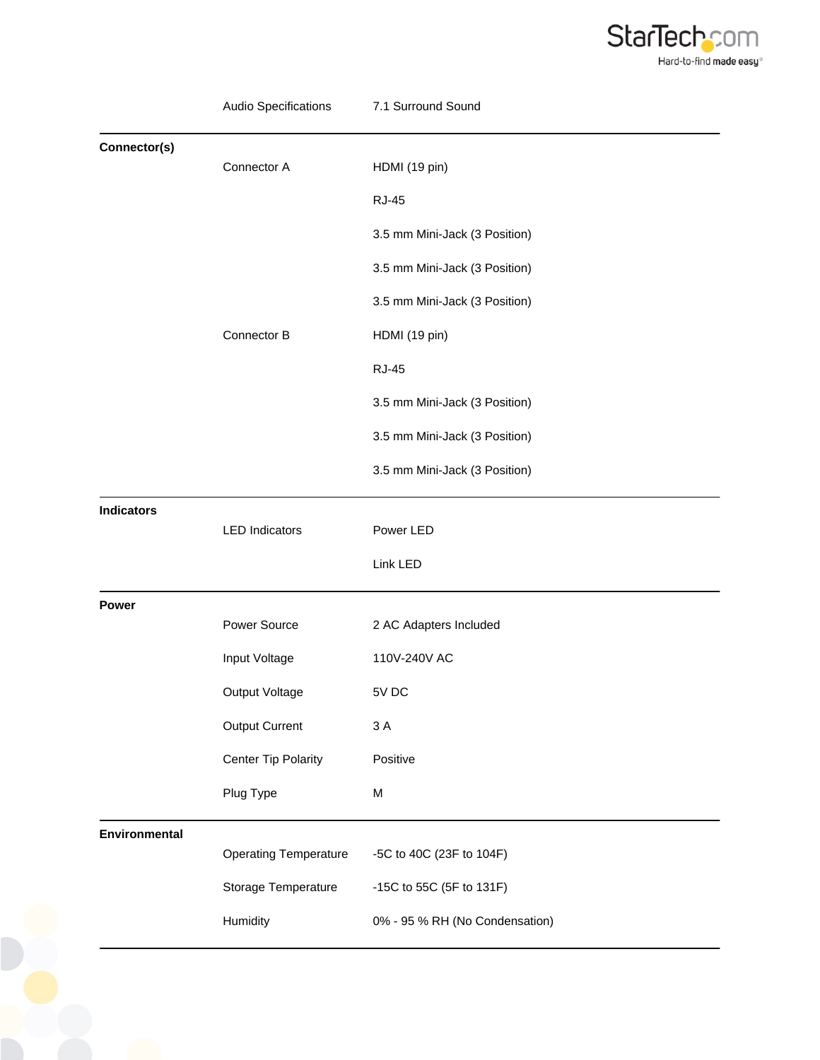| | | |
|---|---|---|
| | Audio Specifications | 7.1 Surround Sound |
| **Connector(s)** | | |
| | Connector A | HDMI (19 pin) |
| | | RJ-45 |
| | | 3.5 mm Mini-Jack (3 Position) |
| | | 3.5 mm Mini-Jack (3 Position) |
| | | 3.5 mm Mini-Jack (3 Position) |
| | Connector B | HDMI (19 pin) |
| | | RJ-45 |
| | | 3.5 mm Mini-Jack (3 Position) |
| | | 3.5 mm Mini-Jack (3 Position) |
| | | 3.5 mm Mini-Jack (3 Position) |
| **Indicators** | | |
| | LED Indicators | Power LED |
| | | Link LED |
| **Power** | | |
| | Power Source | 2 AC Adapters Included |
| | Input Voltage | 110V-240V AC |
| | Output Voltage | 5V DC |
| | Output Current | 3 A |
| | Center Tip Polarity | Positive |
| | Plug Type | M |
| **Environmental** | | |
| | Operating Temperature | -5C to 40C (23F to 104F) |
| | Storage Temperature | -15C to 55C (5F to 131F) |
| | Humidity | 0% - 95 % RH (No Condensation) |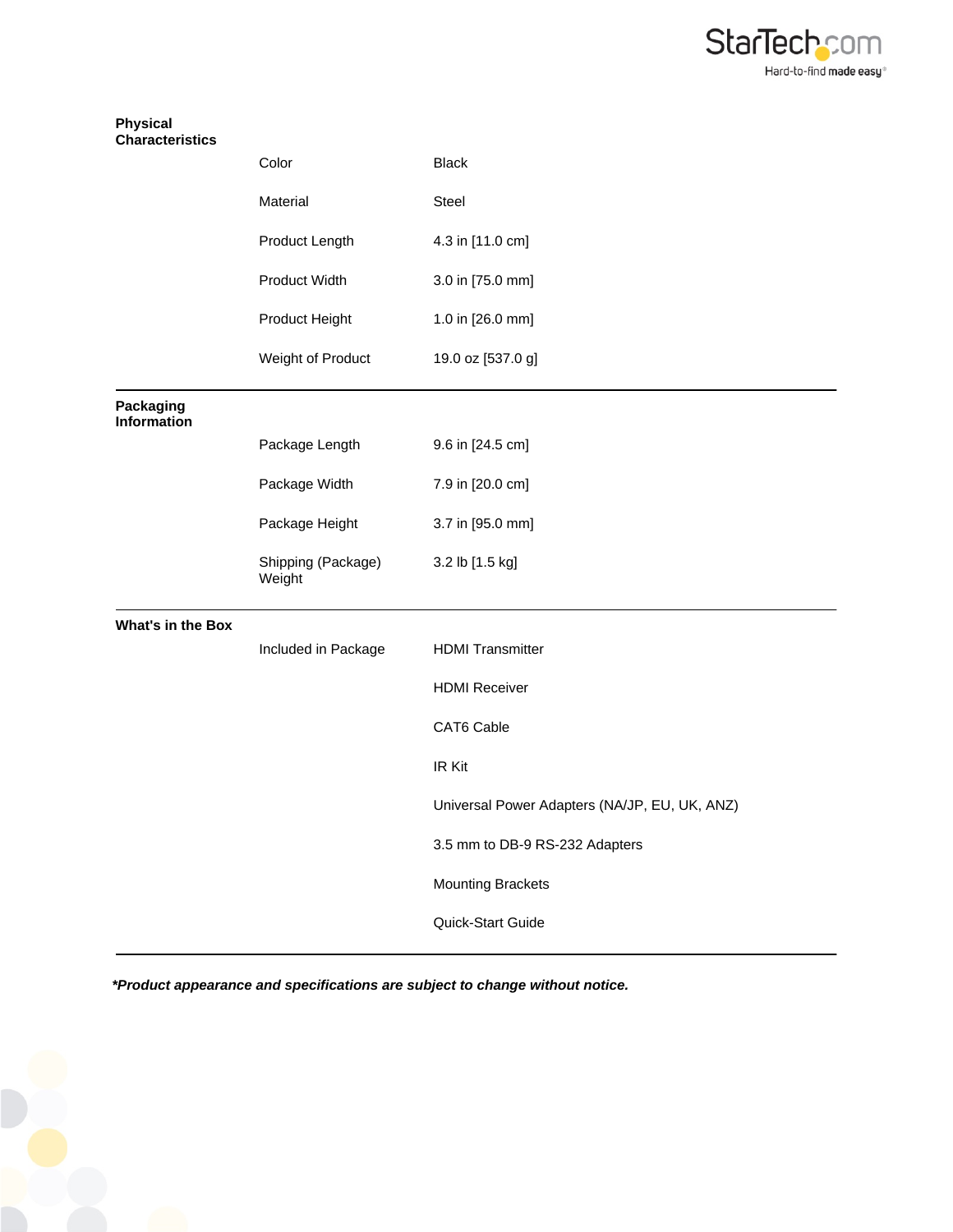| | | |
|---|---|---|
| **Physical Characteristics** | | |
| | Color | Black |
| | Material | Steel |
| | Product Length | 4.3 in [11.0 cm] |
| | Product Width | 3.0 in [75.0 mm] |
| | Product Height | 1.0 in [26.0 mm] |
| | Weight of Product | 19.0 oz [537.0 g] |
| **Packaging Information** | | |
| | Package Length | 9.6 in [24.5 cm] |
| | Package Width | 7.9 in [20.0 cm] |
| | Package Height | 3.7 in [95.0 mm] |
| | Shipping (Package) Weight | 3.2 lb [1.5 kg] |
| **What's in the Box** | | |
| | Included in Package | HDMI Transmitter |
| | | HDMI Receiver |
| | | CAT6 Cable |
| | | IR Kit |
| | | Universal Power Adapters (NA/JP, EU, UK, ANZ) |
| | | 3.5 mm to DB-9 RS-232 Adapters |
| | | Mounting Brackets |
| | | Quick-Start Guide |

***Product appearance and specifications are subject to change without notice.***